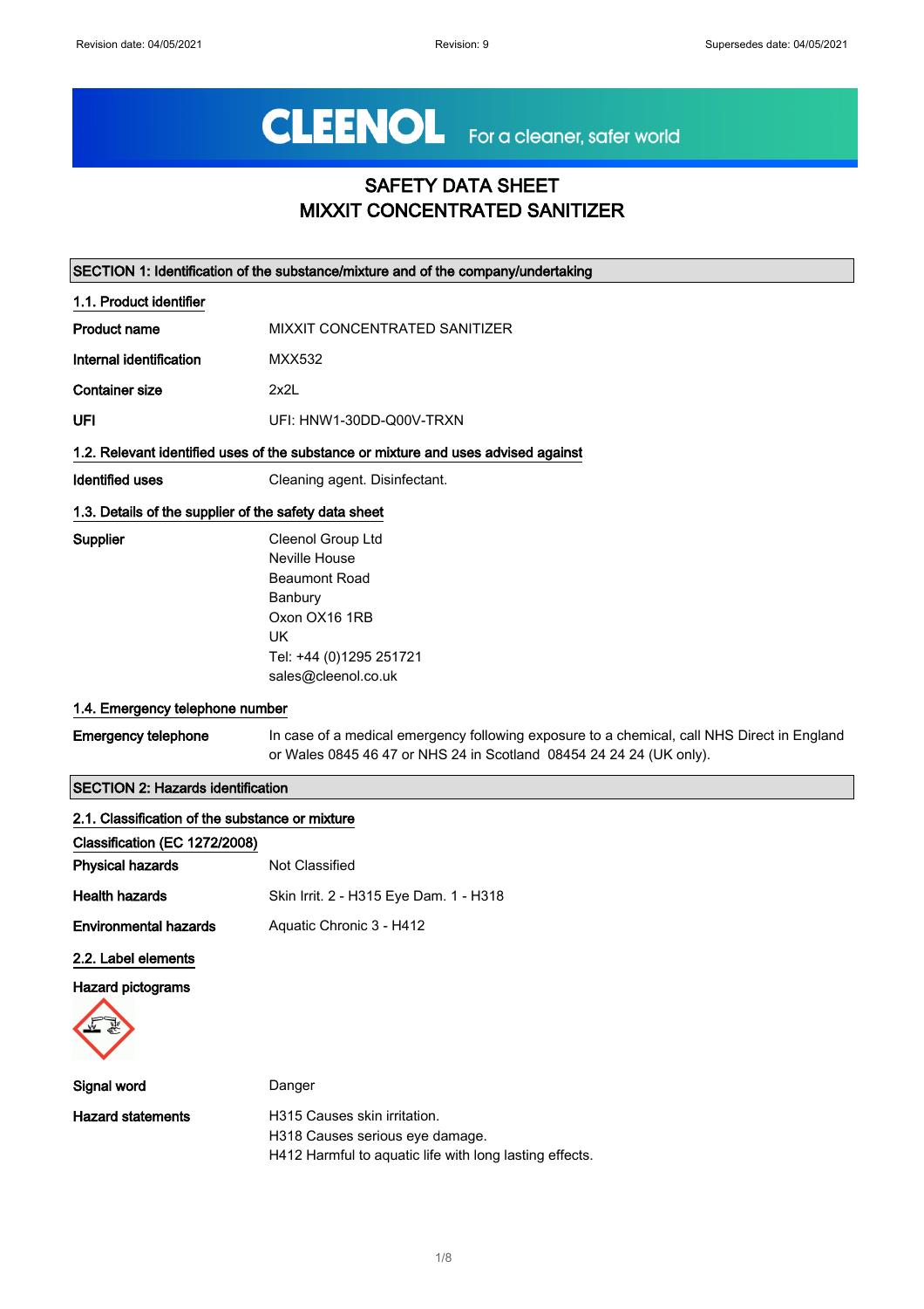# SAFETY DATA SHEET
# MIXXIT CONCENTRATED SANITIZER

## SECTION 1: Identification of the substance/mixture and of the company/undertaking

### 1.1. Product identifier

| | |
|---|---|
| **Product name** | MIXXIT CONCENTRATED SANITIZER |
| **Internal identification** | MXX532 |
| **Container size** | 2x2L |
| **UFI** | UFI: HNW1-30DD-Q00V-TRXN |

### 1.2. Relevant identified uses of the substance or mixture and uses advised against

**Identified uses** Cleaning agent. Disinfectant.

### 1.3. Details of the supplier of the safety data sheet

**Supplier**
Cleenol Group Ltd
Neville House
Beaumont Road
Banbury
Oxon OX16 1RB
UK
Tel: +44 (0)1295 251721
sales@cleenol.co.uk

### 1.4. Emergency telephone number

**Emergency telephone** In case of a medical emergency following exposure to a chemical, call NHS Direct in England or Wales 0845 46 47 or NHS 24 in Scotland 08454 24 24 24 (UK only).

## SECTION 2: Hazards identification

### 2.1. Classification of the substance or mixture

**Classification (EC 1272/2008)**

| | |
|---|---|
| **Physical hazards** | Not Classified |
| **Health hazards** | Skin Irrit. 2 - H315 Eye Dam. 1 - H318 |
| **Environmental hazards** | Aquatic Chronic 3 - H412 |

### 2.2. Label elements

**Hazard pictograms**

**Signal word** Danger

**Hazard statements**
H315 Causes skin irritation.
H318 Causes serious eye damage.
H412 Harmful to aquatic life with long lasting effects.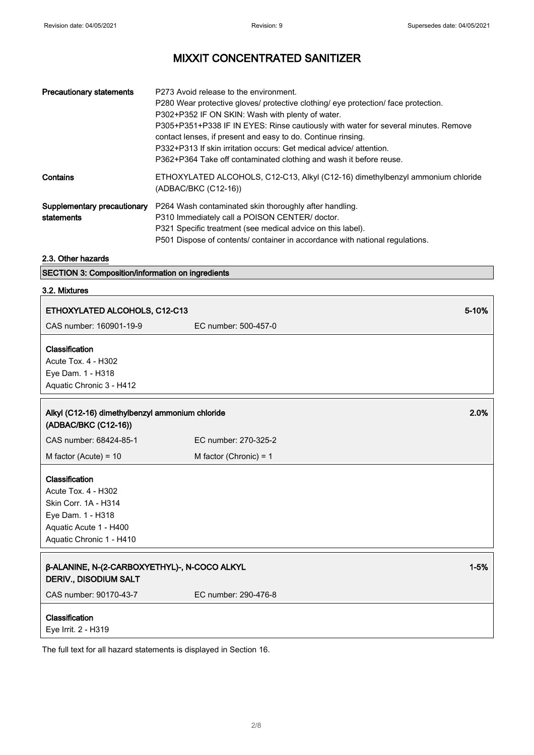| | |
|---|---|
| **Precautionary statements** | P273 Avoid release to the environment.<br>P280 Wear protective gloves/ protective clothing/ eye protection/ face protection.<br>P302+P352 IF ON SKIN: Wash with plenty of water.<br>P305+P351+P338 IF IN EYES: Rinse cautiously with water for several minutes. Remove contact lenses, if present and easy to do. Continue rinsing.<br>P332+P313 If skin irritation occurs: Get medical advice/ attention.<br>P362+P364 Take off contaminated clothing and wash it before reuse. |
| **Contains** | ETHOXYLATED ALCOHOLS, C12-C13, Alkyl (C12-16) dimethylbenzyl ammonium chloride (ADBAC/BKC (C12-16)) |
| **Supplementary precautionary statements** | P264 Wash contaminated skin thoroughly after handling.<br>P310 Immediately call a POISON CENTER/ doctor.<br>P321 Specific treatment (see medical advice on this label).<br>P501 Dispose of contents/ container in accordance with national regulations. |

### 2.3. Other hazards

## SECTION 3: Composition/information on ingredients

### 3.2. Mixtures

| **ETHOXYLATED ALCOHOLS, C12-C13** | | **5-10%** |
|---|---|---|
| CAS number: 160901-19-9 | EC number: 500-457-0 | |

**Classification**
Acute Tox. 4 - H302
Eye Dam. 1 - H318
Aquatic Chronic 3 - H412

| **Alkyl (C12-16) dimethylbenzyl ammonium chloride (ADBAC/BKC (C12-16))** | | **2.0%** |
|---|---|---|
| CAS number: 68424-85-1 | EC number: 270-325-2 | |
| M factor (Acute) = 10 | M factor (Chronic) = 1 | |

**Classification**
Acute Tox. 4 - H302
Skin Corr. 1A - H314
Eye Dam. 1 - H318
Aquatic Acute 1 - H400
Aquatic Chronic 1 - H410

| **β-ALANINE, N-(2-CARBOXYETHYL)-, N-COCO ALKYL DERIV., DISODIUM SALT** | | **1-5%** |
|---|---|---|
| CAS number: 90170-43-7 | EC number: 290-476-8 | |

**Classification**
Eye Irrit. 2 - H319

The full text for all hazard statements is displayed in Section 16.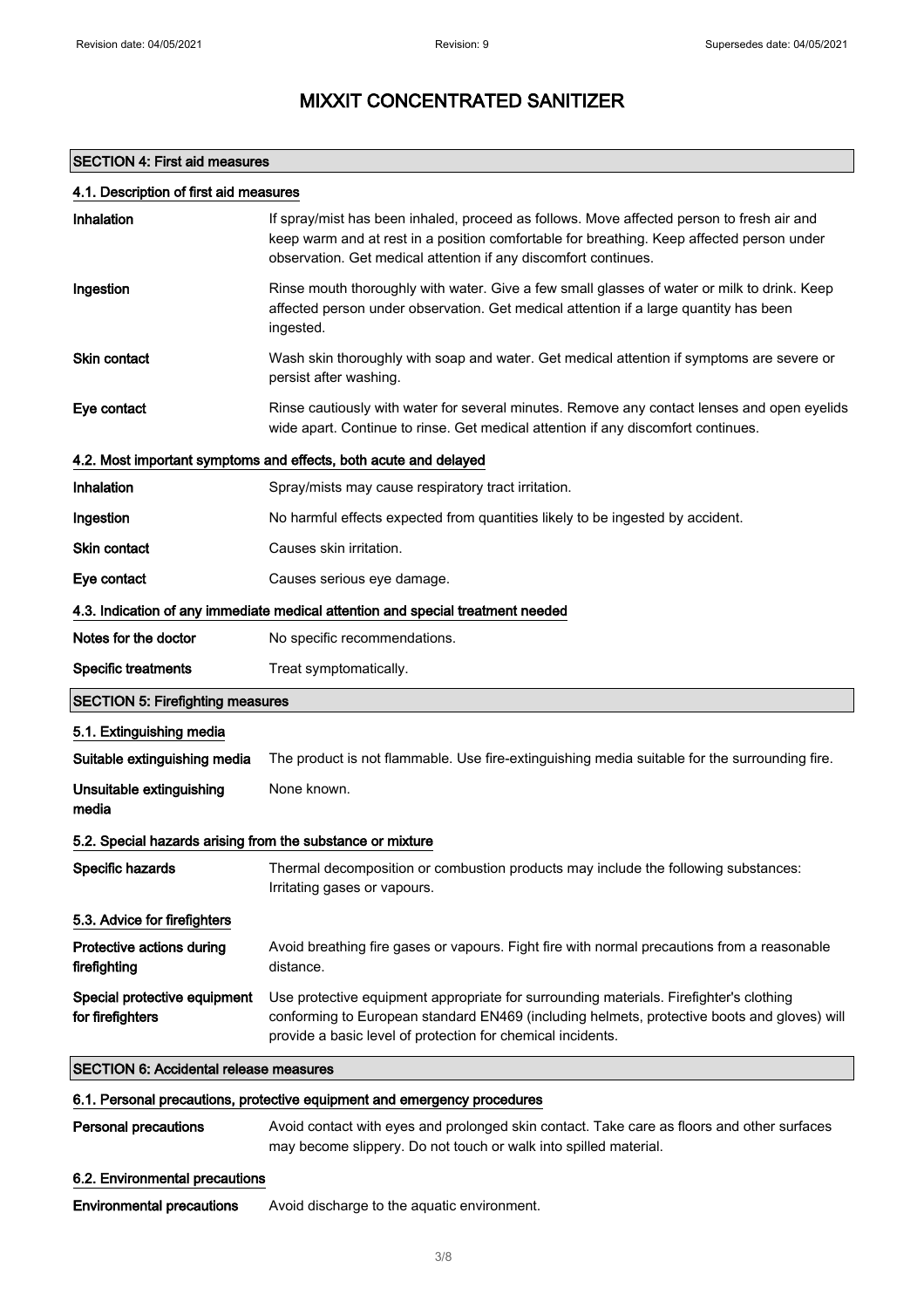# MIXXIT CONCENTRATED SANITIZER

## SECTION 4: First aid measures

### 4.1. Description of first aid measures

| | |
|---|---|
| **Inhalation** | If spray/mist has been inhaled, proceed as follows. Move affected person to fresh air and keep warm and at rest in a position comfortable for breathing. Keep affected person under observation. Get medical attention if any discomfort continues. |
| **Ingestion** | Rinse mouth thoroughly with water. Give a few small glasses of water or milk to drink. Keep affected person under observation. Get medical attention if a large quantity has been ingested. |
| **Skin contact** | Wash skin thoroughly with soap and water. Get medical attention if symptoms are severe or persist after washing. |
| **Eye contact** | Rinse cautiously with water for several minutes. Remove any contact lenses and open eyelids wide apart. Continue to rinse. Get medical attention if any discomfort continues. |

### 4.2. Most important symptoms and effects, both acute and delayed

| | |
|---|---|
| **Inhalation** | Spray/mists may cause respiratory tract irritation. |
| **Ingestion** | No harmful effects expected from quantities likely to be ingested by accident. |
| **Skin contact** | Causes skin irritation. |
| **Eye contact** | Causes serious eye damage. |

### 4.3. Indication of any immediate medical attention and special treatment needed

| | |
|---|---|
| **Notes for the doctor** | No specific recommendations. |
| **Specific treatments** | Treat symptomatically. |

## SECTION 5: Firefighting measures

### 5.1. Extinguishing media

| | |
|---|---|
| **Suitable extinguishing media** | The product is not flammable. Use fire-extinguishing media suitable for the surrounding fire. |
| **Unsuitable extinguishing media** | None known. |

### 5.2. Special hazards arising from the substance or mixture

| | |
|---|---|
| **Specific hazards** | Thermal decomposition or combustion products may include the following substances: Irritating gases or vapours. |

### 5.3. Advice for firefighters

| | |
|---|---|
| **Protective actions during firefighting** | Avoid breathing fire gases or vapours. Fight fire with normal precautions from a reasonable distance. |
| **Special protective equipment for firefighters** | Use protective equipment appropriate for surrounding materials. Firefighter's clothing conforming to European standard EN469 (including helmets, protective boots and gloves) will provide a basic level of protection for chemical incidents. |

## SECTION 6: Accidental release measures

### 6.1. Personal precautions, protective equipment and emergency procedures

| | |
|---|---|
| **Personal precautions** | Avoid contact with eyes and prolonged skin contact. Take care as floors and other surfaces may become slippery. Do not touch or walk into spilled material. |

### 6.2. Environmental precautions

| | |
|---|---|
| **Environmental precautions** | Avoid discharge to the aquatic environment. |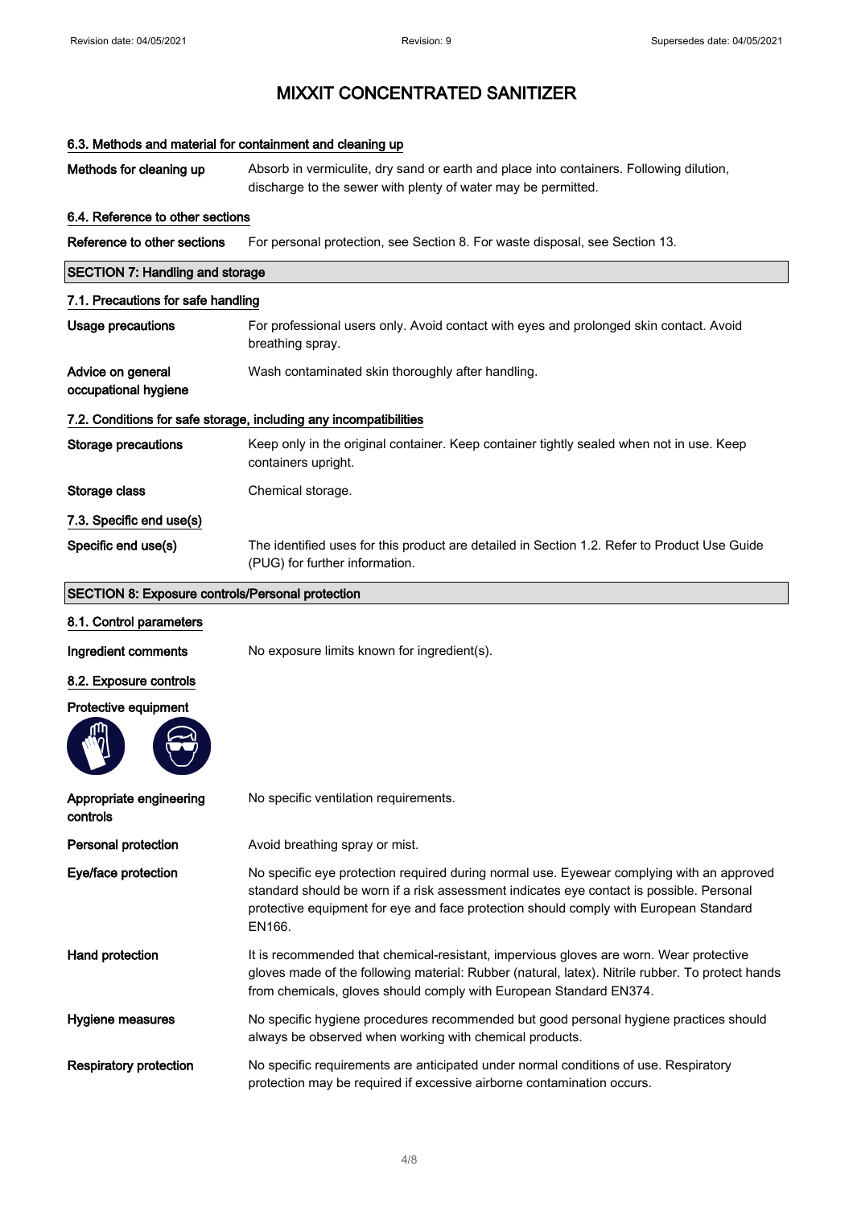# MIXXIT CONCENTRATED SANITIZER

### 6.3. Methods and material for containment and cleaning up

**Methods for cleaning up** — Absorb in vermiculite, dry sand or earth and place into containers. Following dilution, discharge to the sewer with plenty of water may be permitted.

### 6.4. Reference to other sections

**Reference to other sections** — For personal protection, see Section 8. For waste disposal, see Section 13.

## SECTION 7: Handling and storage

### 7.1. Precautions for safe handling

**Usage precautions** — For professional users only. Avoid contact with eyes and prolonged skin contact. Avoid breathing spray.

**Advice on general occupational hygiene** — Wash contaminated skin thoroughly after handling.

### 7.2. Conditions for safe storage, including any incompatibilities

**Storage precautions** — Keep only in the original container. Keep container tightly sealed when not in use. Keep containers upright.

**Storage class** — Chemical storage.

### 7.3. Specific end use(s)

**Specific end use(s)** — The identified uses for this product are detailed in Section 1.2. Refer to Product Use Guide (PUG) for further information.

## SECTION 8: Exposure controls/Personal protection

### 8.1. Control parameters

**Ingredient comments** — No exposure limits known for ingredient(s).

### 8.2. Exposure controls

**Protective equipment**

**Appropriate engineering controls** — No specific ventilation requirements.

**Personal protection** — Avoid breathing spray or mist.

**Eye/face protection** — No specific eye protection required during normal use. Eyewear complying with an approved standard should be worn if a risk assessment indicates eye contact is possible. Personal protective equipment for eye and face protection should comply with European Standard EN166.

**Hand protection** — It is recommended that chemical-resistant, impervious gloves are worn. Wear protective gloves made of the following material: Rubber (natural, latex). Nitrile rubber. To protect hands from chemicals, gloves should comply with European Standard EN374.

**Hygiene measures** — No specific hygiene procedures recommended but good personal hygiene practices should always be observed when working with chemical products.

**Respiratory protection** — No specific requirements are anticipated under normal conditions of use. Respiratory protection may be required if excessive airborne contamination occurs.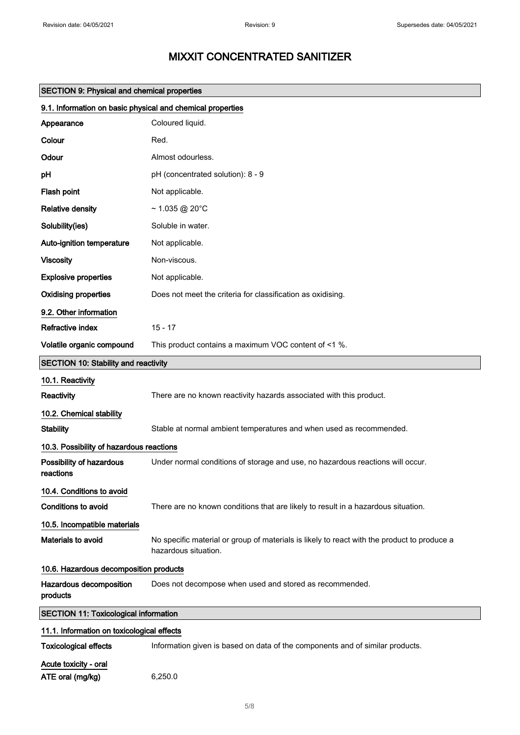# MIXXIT CONCENTRATED SANITIZER

## SECTION 9: Physical and chemical properties

### 9.1. Information on basic physical and chemical properties

| | |
|---|---|
| **Appearance** | Coloured liquid. |
| **Colour** | Red. |
| **Odour** | Almost odourless. |
| **pH** | pH (concentrated solution): 8 - 9 |
| **Flash point** | Not applicable. |
| **Relative density** | ~ 1.035 @ 20°C |
| **Solubility(ies)** | Soluble in water. |
| **Auto-ignition temperature** | Not applicable. |
| **Viscosity** | Non-viscous. |
| **Explosive properties** | Not applicable. |
| **Oxidising properties** | Does not meet the criteria for classification as oxidising. |

### 9.2. Other information

| | |
|---|---|
| **Refractive index** | 15 - 17 |
| **Volatile organic compound** | This product contains a maximum VOC content of <1 %. |

## SECTION 10: Stability and reactivity

### 10.1. Reactivity

**Reactivity** There are no known reactivity hazards associated with this product.

### 10.2. Chemical stability

**Stability** Stable at normal ambient temperatures and when used as recommended.

### 10.3. Possibility of hazardous reactions

**Possibility of hazardous reactions** Under normal conditions of storage and use, no hazardous reactions will occur.

### 10.4. Conditions to avoid

**Conditions to avoid** There are no known conditions that are likely to result in a hazardous situation.

### 10.5. Incompatible materials

**Materials to avoid** No specific material or group of materials is likely to react with the product to produce a hazardous situation.

### 10.6. Hazardous decomposition products

**Hazardous decomposition products** Does not decompose when used and stored as recommended.

## SECTION 11: Toxicological information

### 11.1. Information on toxicological effects

**Toxicological effects** Information given is based on data of the components and of similar products.

**Acute toxicity - oral**

**ATE oral (mg/kg)** 6,250.0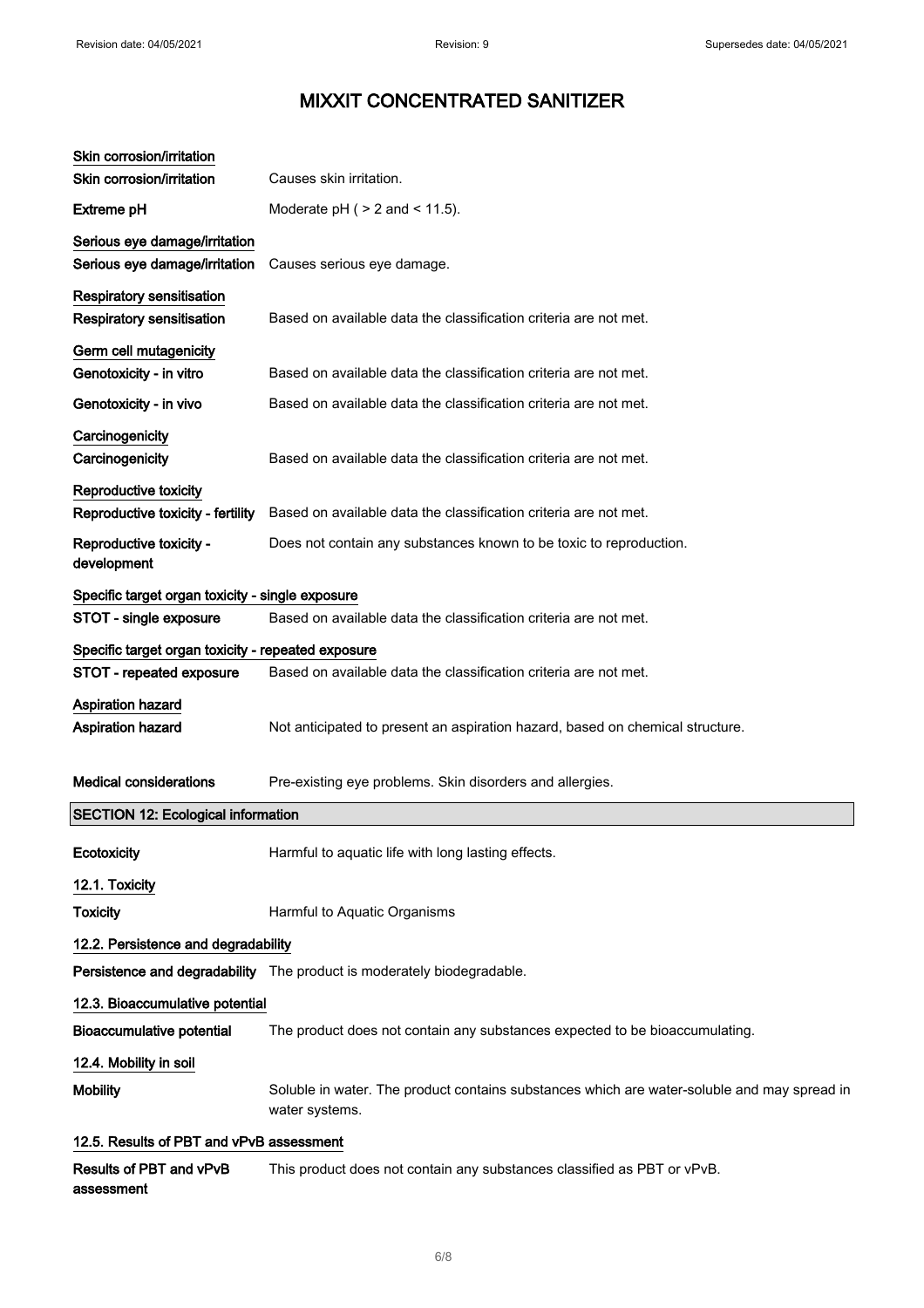# MIXXIT CONCENTRATED SANITIZER

**Skin corrosion/irritation**

| | |
|---|---|
| **Skin corrosion/irritation** | Causes skin irritation. |
| **Extreme pH** | Moderate pH ( > 2 and < 11.5). |

**Serious eye damage/irritation**

| | |
|---|---|
| **Serious eye damage/irritation** | Causes serious eye damage. |

**Respiratory sensitisation**

| | |
|---|---|
| **Respiratory sensitisation** | Based on available data the classification criteria are not met. |

**Germ cell mutagenicity**

| | |
|---|---|
| **Genotoxicity - in vitro** | Based on available data the classification criteria are not met. |
| **Genotoxicity - in vivo** | Based on available data the classification criteria are not met. |

**Carcinogenicity**

| | |
|---|---|
| **Carcinogenicity** | Based on available data the classification criteria are not met. |

**Reproductive toxicity**

| | |
|---|---|
| **Reproductive toxicity - fertility** | Based on available data the classification criteria are not met. |
| **Reproductive toxicity - development** | Does not contain any substances known to be toxic to reproduction. |

**Specific target organ toxicity - single exposure**

| | |
|---|---|
| **STOT - single exposure** | Based on available data the classification criteria are not met. |

**Specific target organ toxicity - repeated exposure**

| | |
|---|---|
| **STOT - repeated exposure** | Based on available data the classification criteria are not met. |

**Aspiration hazard**

| | |
|---|---|
| **Aspiration hazard** | Not anticipated to present an aspiration hazard, based on chemical structure. |
| **Medical considerations** | Pre-existing eye problems. Skin disorders and allergies. |

## SECTION 12: Ecological information

| | |
|---|---|
| **Ecotoxicity** | Harmful to aquatic life with long lasting effects. |

**12.1. Toxicity**

| | |
|---|---|
| **Toxicity** | Harmful to Aquatic Organisms |

**12.2. Persistence and degradability**

| | |
|---|---|
| **Persistence and degradability** | The product is moderately biodegradable. |

**12.3. Bioaccumulative potential**

| | |
|---|---|
| **Bioaccumulative potential** | The product does not contain any substances expected to be bioaccumulating. |

**12.4. Mobility in soil**

| | |
|---|---|
| **Mobility** | Soluble in water. The product contains substances which are water-soluble and may spread in water systems. |

**12.5. Results of PBT and vPvB assessment**

| | |
|---|---|
| **Results of PBT and vPvB assessment** | This product does not contain any substances classified as PBT or vPvB. |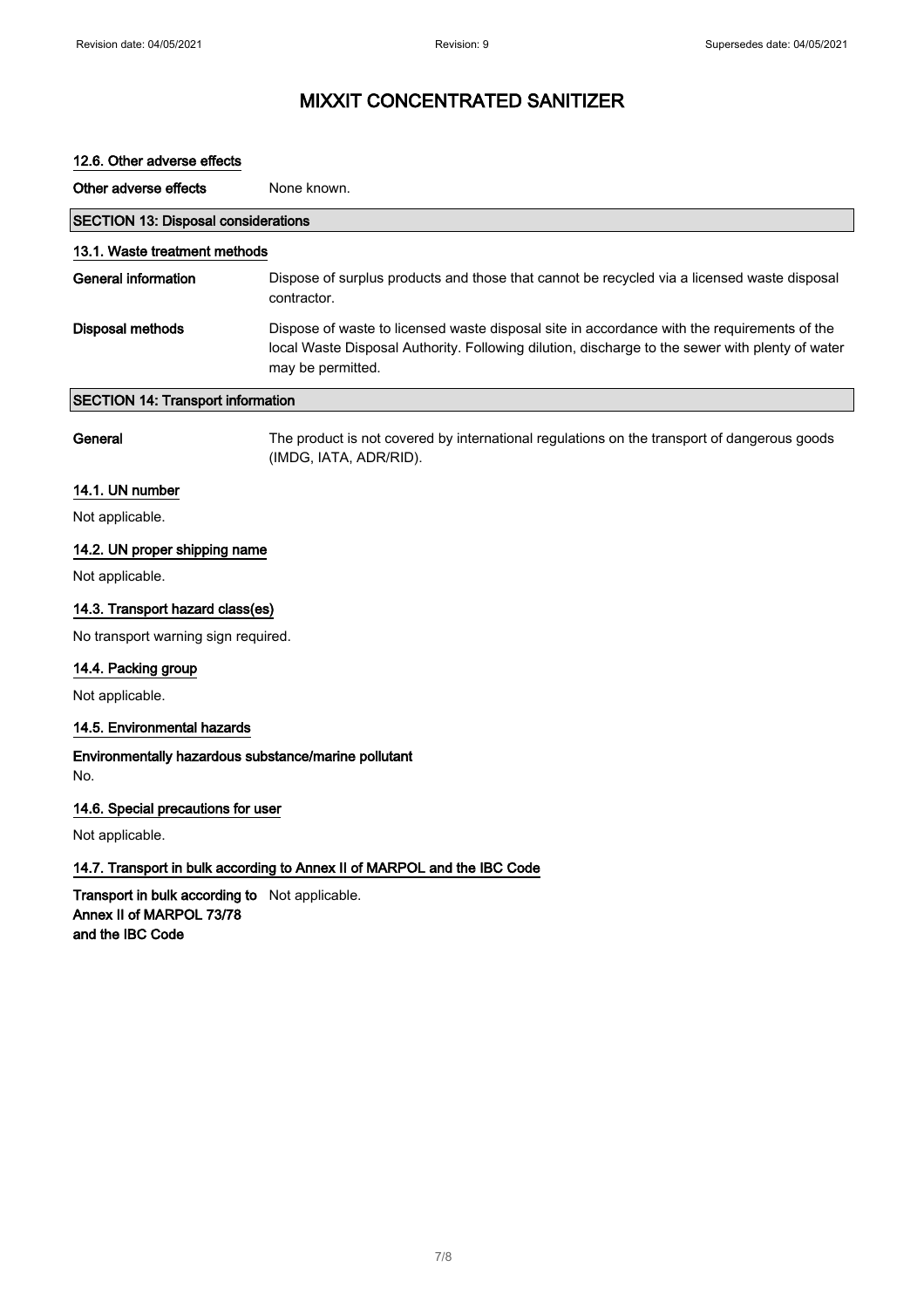# MIXXIT CONCENTRATED SANITIZER

### 12.6. Other adverse effects

**Other adverse effects** None known.

## SECTION 13: Disposal considerations

### 13.1. Waste treatment methods

**General information** Dispose of surplus products and those that cannot be recycled via a licensed waste disposal contractor.

**Disposal methods** Dispose of waste to licensed waste disposal site in accordance with the requirements of the local Waste Disposal Authority. Following dilution, discharge to the sewer with plenty of water may be permitted.

## SECTION 14: Transport information

**General** The product is not covered by international regulations on the transport of dangerous goods (IMDG, IATA, ADR/RID).

### 14.1. UN number

Not applicable.

### 14.2. UN proper shipping name

Not applicable.

### 14.3. Transport hazard class(es)

No transport warning sign required.

### 14.4. Packing group

Not applicable.

### 14.5. Environmental hazards

**Environmentally hazardous substance/marine pollutant**

No.

### 14.6. Special precautions for user

Not applicable.

### 14.7. Transport in bulk according to Annex II of MARPOL and the IBC Code

**Transport in bulk according to Annex II of MARPOL 73/78 and the IBC Code** Not applicable.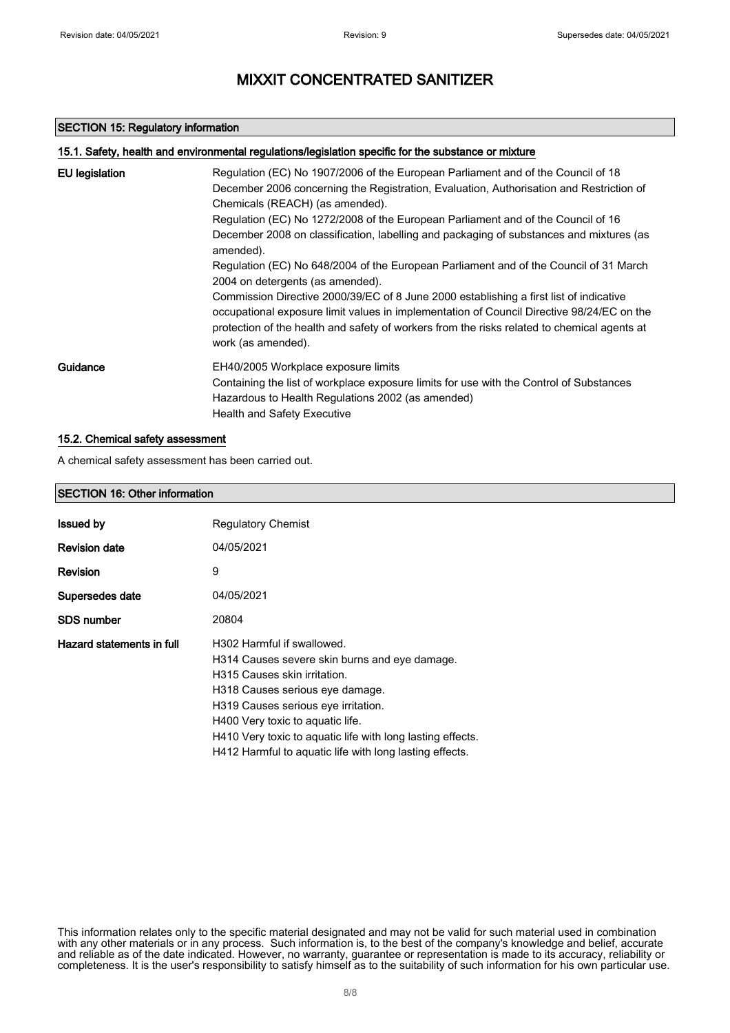# MIXXIT CONCENTRATED SANITIZER

## SECTION 15: Regulatory information

### 15.1. Safety, health and environmental regulations/legislation specific for the substance or mixture

**EU legislation**

Regulation (EC) No 1907/2006 of the European Parliament and of the Council of 18 December 2006 concerning the Registration, Evaluation, Authorisation and Restriction of Chemicals (REACH) (as amended).

Regulation (EC) No 1272/2008 of the European Parliament and of the Council of 16 December 2008 on classification, labelling and packaging of substances and mixtures (as amended).

Regulation (EC) No 648/2004 of the European Parliament and of the Council of 31 March 2004 on detergents (as amended).

Commission Directive 2000/39/EC of 8 June 2000 establishing a first list of indicative occupational exposure limit values in implementation of Council Directive 98/24/EC on the protection of the health and safety of workers from the risks related to chemical agents at work (as amended).

**Guidance**

EH40/2005 Workplace exposure limits
Containing the list of workplace exposure limits for use with the Control of Substances Hazardous to Health Regulations 2002 (as amended)
Health and Safety Executive

### 15.2. Chemical safety assessment

A chemical safety assessment has been carried out.

## SECTION 16: Other information

| | |
|---|---|
| **Issued by** | Regulatory Chemist |
| **Revision date** | 04/05/2021 |
| **Revision** | 9 |
| **Supersedes date** | 04/05/2021 |
| **SDS number** | 20804 |

**Hazard statements in full**

H302 Harmful if swallowed.
H314 Causes severe skin burns and eye damage.
H315 Causes skin irritation.
H318 Causes serious eye damage.
H319 Causes serious eye irritation.
H400 Very toxic to aquatic life.
H410 Very toxic to aquatic life with long lasting effects.
H412 Harmful to aquatic life with long lasting effects.

This information relates only to the specific material designated and may not be valid for such material used in combination with any other materials or in any process. Such information is, to the best of the company's knowledge and belief, accurate and reliable as of the date indicated. However, no warranty, guarantee or representation is made to its accuracy, reliability or completeness. It is the user's responsibility to satisfy himself as to the suitability of such information for his own particular use.